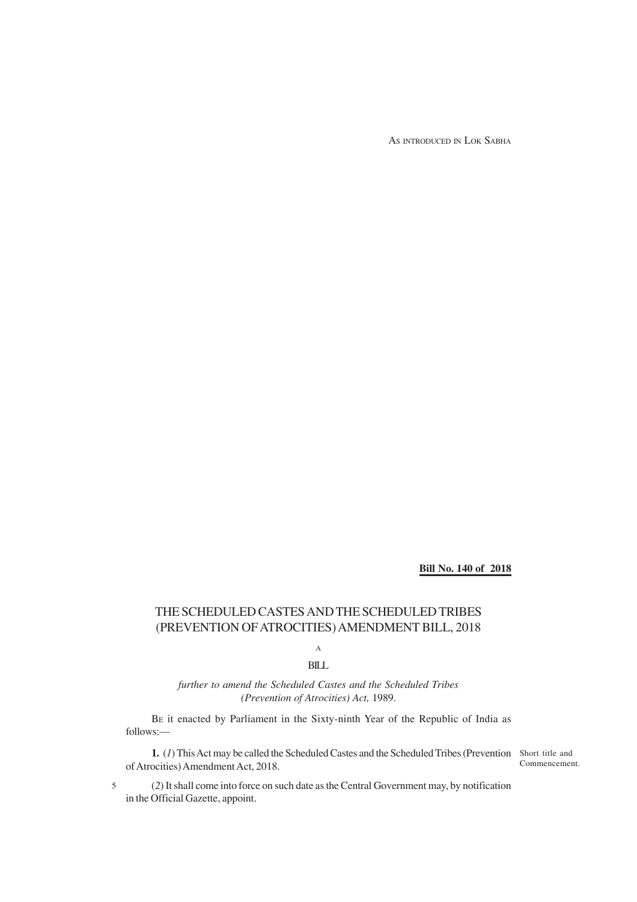AS INTRODUCED IN LOK SABHA

**Bill No. 140 of 2018**

# THE SCHEDULED CASTES AND THE SCHEDULED TRIBES (PREVENTION OF ATROCITIES) AMENDMENT BILL, 2018

A

BILL

*further to amend the Scheduled Castes and the Scheduled Tribes (Prevention of Atrocities) Act,* 1989.

BE it enacted by Parliament in the Sixty-ninth Year of the Republic of India as follows:—

Short title and Commencement.

**1.** (*1*) This Act may be called the Scheduled Castes and the Scheduled Tribes (Prevention of Atrocities) Amendment Act, 2018.

(*2*) It shall come into force on such date as the Central Government may, by notification in the Official Gazette, appoint.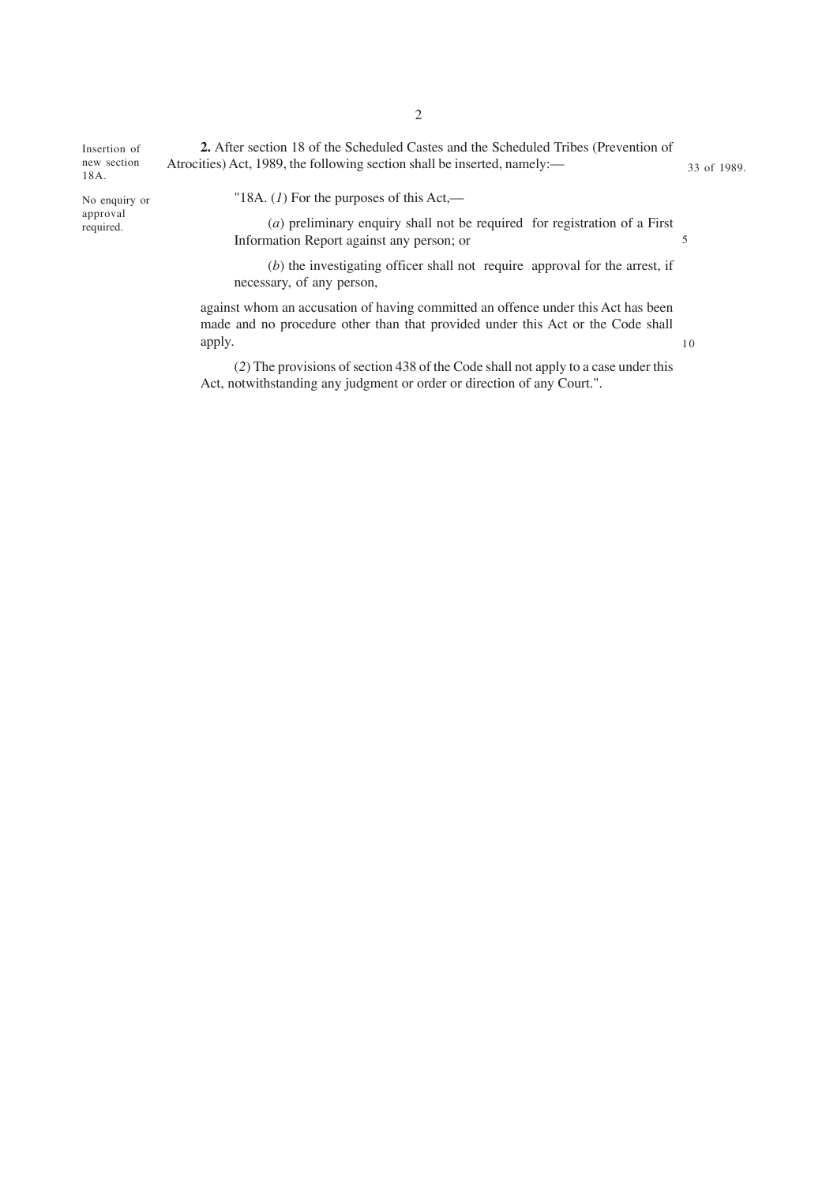Insertion of new section 18A.

**2.** After section 18 of the Scheduled Castes and the Scheduled Tribes (Prevention of Atrocities) Act, 1989, the following section shall be inserted, namely:—

33 of 1989.

No enquiry or approval required.

"18A. (*1*) For the purposes of this Act,—

(*a*) preliminary enquiry shall not be required for registration of a First Information Report against any person; or

(*b*) the investigating officer shall not require approval for the arrest, if necessary, of any person,

against whom an accusation of having committed an offence under this Act has been made and no procedure other than that provided under this Act or the Code shall apply.

(*2*) The provisions of section 438 of the Code shall not apply to a case under this Act, notwithstanding any judgment or order or direction of any Court.".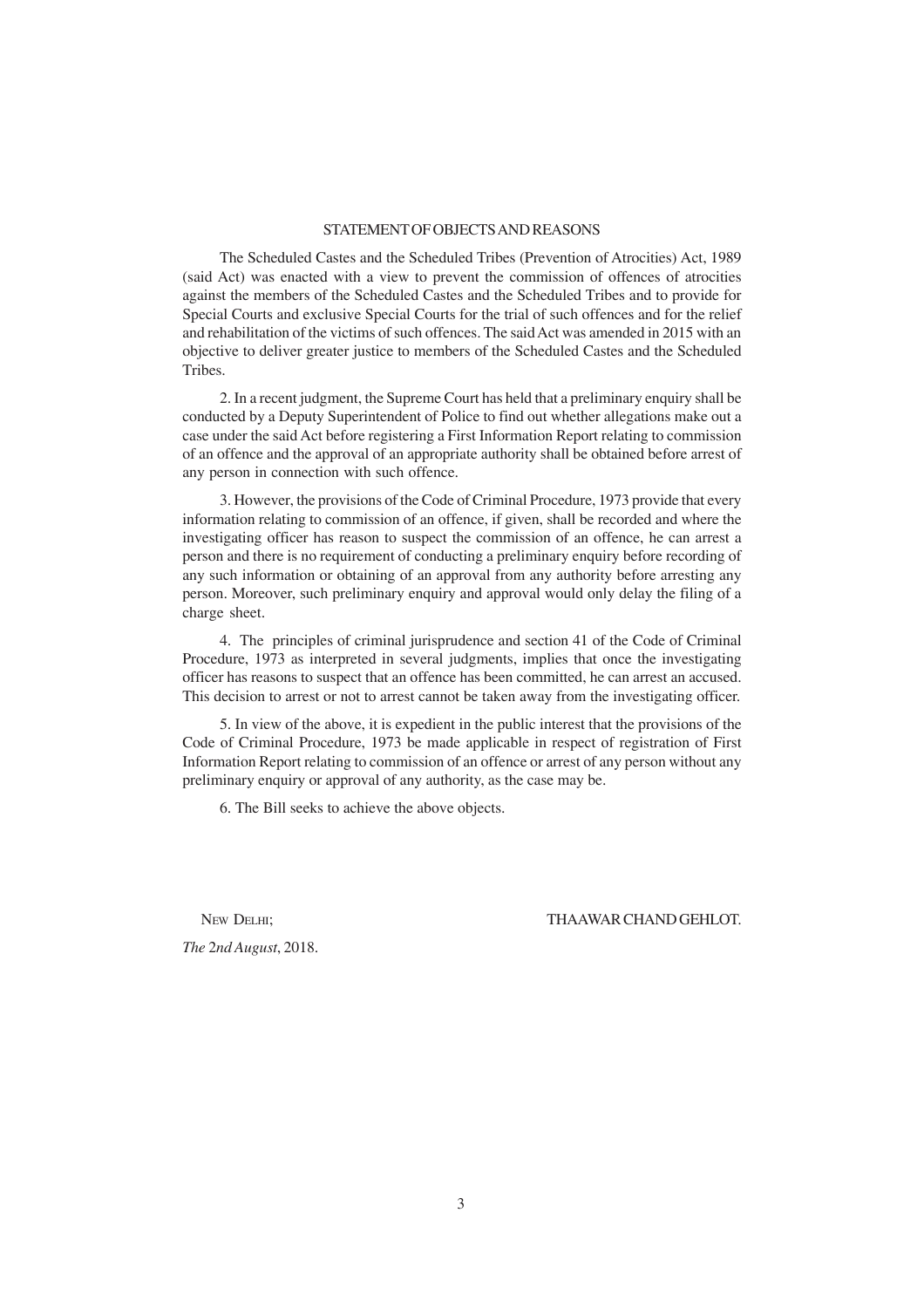## STATEMENT OF OBJECTS AND REASONS

The Scheduled Castes and the Scheduled Tribes (Prevention of Atrocities) Act, 1989 (said Act) was enacted with a view to prevent the commission of offences of atrocities against the members of the Scheduled Castes and the Scheduled Tribes and to provide for Special Courts and exclusive Special Courts for the trial of such offences and for the relief and rehabilitation of the victims of such offences. The said Act was amended in 2015 with an objective to deliver greater justice to members of the Scheduled Castes and the Scheduled Tribes.

2. In a recent judgment, the Supreme Court has held that a preliminary enquiry shall be conducted by a Deputy Superintendent of Police to find out whether allegations make out a case under the said Act before registering a First Information Report relating to commission of an offence and the approval of an appropriate authority shall be obtained before arrest of any person in connection with such offence.

3. However, the provisions of the Code of Criminal Procedure, 1973 provide that every information relating to commission of an offence, if given, shall be recorded and where the investigating officer has reason to suspect the commission of an offence, he can arrest a person and there is no requirement of conducting a preliminary enquiry before recording of any such information or obtaining of an approval from any authority before arresting any person. Moreover, such preliminary enquiry and approval would only delay the filing of a charge sheet.

4. The principles of criminal jurisprudence and section 41 of the Code of Criminal Procedure, 1973 as interpreted in several judgments, implies that once the investigating officer has reasons to suspect that an offence has been committed, he can arrest an accused. This decision to arrest or not to arrest cannot be taken away from the investigating officer.

5. In view of the above, it is expedient in the public interest that the provisions of the Code of Criminal Procedure, 1973 be made applicable in respect of registration of First Information Report relating to commission of an offence or arrest of any person without any preliminary enquiry or approval of any authority, as the case may be.

6. The Bill seeks to achieve the above objects.

NEW DELHI; THAAWAR CHAND GEHLOT.

*The* 2*nd August*, 2018.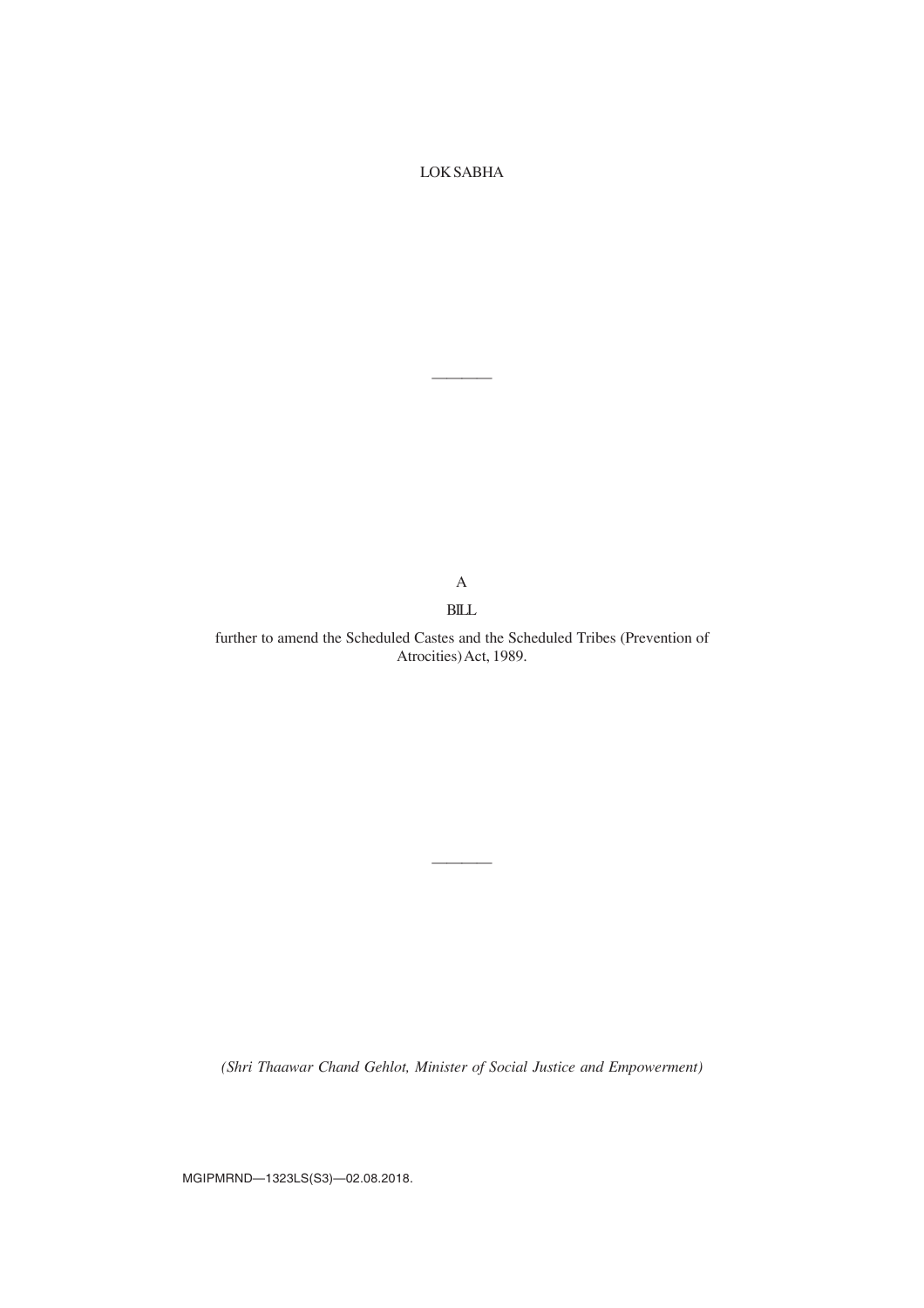LOK SABHA

————

A

BILL

further to amend the Scheduled Castes and the Scheduled Tribes (Prevention of Atrocities) Act, 1989.

————

*(Shri Thaawar Chand Gehlot, Minister of Social Justice and Empowerment)*

MGIPMRND—1323LS(S3)—02.08.2018.